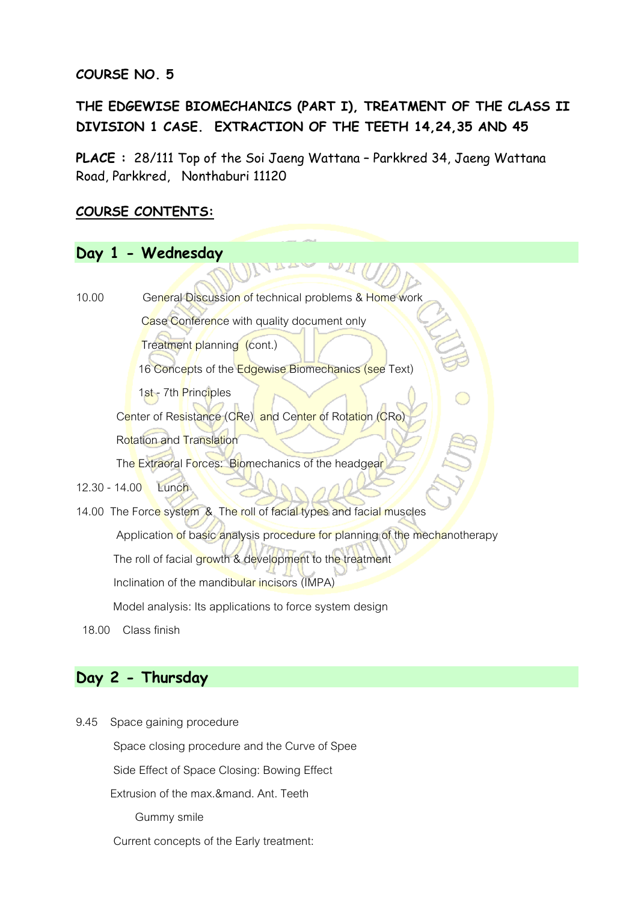**COURSE NO. 5**

## THE EDGEWISE BIOMECHANICS (PART I), TREATMENT OF THE CLASS II DIVISION 1 CASE. EXTRACTION OF THE TEETH 14,24,35 AND 45

**PLACE :** 28/111 Top of the Soi Jaeng Wattana – Parkkred 34, Jaeng Wattana Road, Parkkred, Nonthaburi 11120

**COURSE CONTENTS:**

### Day 1 - Wednesday

10.00 General Discussion of technical problems & Home work

Case Conference with quality document only

Treatment planning (cont.)

16 Concepts of the Edgewise Biomechanics (see Text)

1st - 7th Principles

Center of Resistance (CRe) and Center of Rotation (CRo)

Rotation and Translation

The Extraoral Forces: Biomechanics of the headgear

12.30 - 14.00 Lunch

14.00 The Force system & The roll of facial types and facial muscles

Application of basic analysis procedure for planning of the mechanotherapy

The roll of facial growth & development to the treatment

Inclination of the mandibular incisors (IMPA)

Model analysis: Its applications to force system design

18.00 Class finish

### Day 2 - Thursday

9.45 Space gaining procedure

Space closing procedure and the Curve of Spee

Side Effect of Space Closing: Bowing Effect

Extrusion of the max.&mand. Ant. Teeth

Gummy smile

Current concepts of the Early treatment: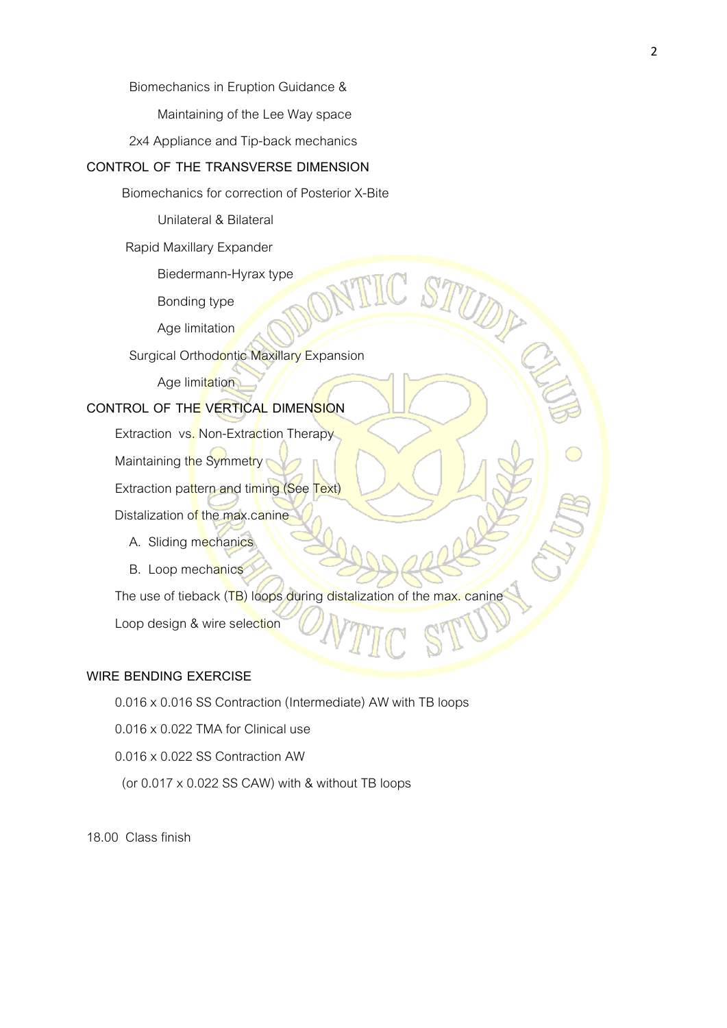Biomechanics in Eruption Guidance &

Maintaining of the Lee Way space

2x4 Appliance and Tip-back mechanics

## CONTROL OF THE TRANSVERSE DIMENSION

Biomechanics for correction of Posterior X-Bite

- Unilateral & Bilateral

Rapid Maxillary Expander

- Biedermann-Hyrax type
- Bonding type
- Age limitation

Surgical Orthodontic Maxillary Expansion

- Age limitation

## CONTROL OF THE VERTICAL DIMENSION

Extraction vs. Non-Extraction Therapy

Maintaining the Symmetry

Extraction pattern and timing (See Text)

Distalization of the max.canine

A. Sliding mechanics

B. Loop mechanics

The use of tieback (TB) loops during distalization of the max. canine

Loop design & wire selection

## WIRE BENDING EXERCISE

0.016 x 0.016 SS Contraction (Intermediate) AW with TB loops

0.016 x 0.022 TMA for Clinical use

0.016 x 0.022 SS Contraction AW

(or 0.017 x 0.022 SS CAW) with & without TB loops

18.00 Class finish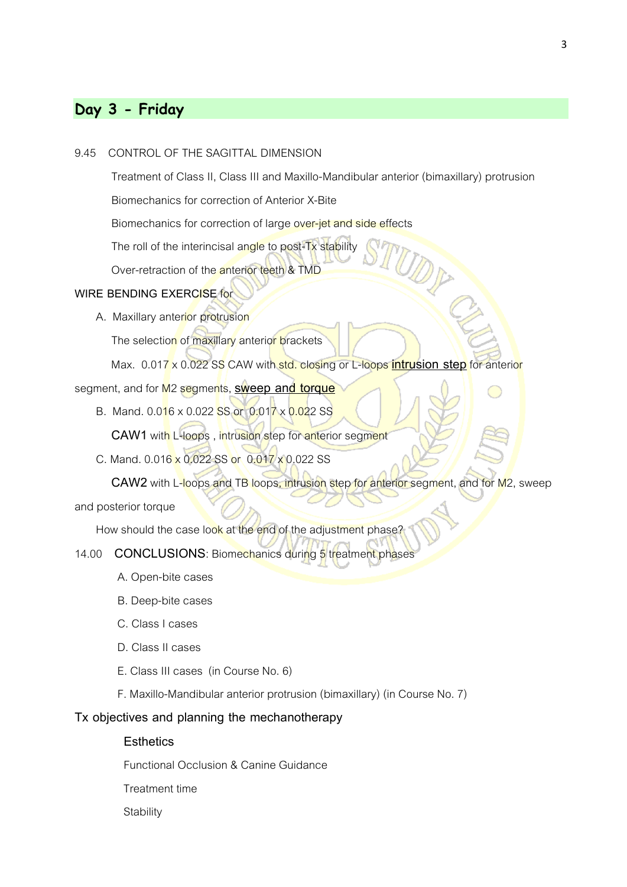## Day 3 - Friday

9.45 CONTROL OF THE SAGITTAL DIMENSION

Treatment of Class II, Class III and Maxillo-Mandibular anterior (bimaxillary) protrusion

Biomechanics for correction of Anterior X-Bite

Biomechanics for correction of large over-jet and side effects

The roll of the interincisal angle to post-Tx stability

Over-retraction of the anterior teeth & TMD

WIRE BENDING EXERCISE for

A. Maxillary anterior protrusion

The selection of maxillary anterior brackets

Max. 0.017 x 0.022 SS CAW with std. closing or L-loops **intrusion step** for anterior segment, and for M2 segments, **sweep and torque**

B. Mand. 0.016 x 0.022 SS or 0.017 x 0.022 SS

**CAW1** with L-loops , intrusion step for anterior segment

C. Mand. 0.016 x 0.022 SS or 0.017 x 0.022 SS

**CAW2** with L-loops and TB loops, intrusion step for anterior segment, and for M2, sweep and posterior torque

How should the case look at the end of the adjustment phase?

14.00 **CONCLUSIONS**: Biomechanics during 5 treatment phases

A. Open-bite cases

B. Deep-bite cases

C. Class I cases

D. Class II cases

E. Class III cases (in Course No. 6)

F. Maxillo-Mandibular anterior protrusion (bimaxillary) (in Course No. 7)

**Tx objectives and planning the mechanotherapy**

**Esthetics**

Functional Occlusion & Canine Guidance

Treatment time

Stability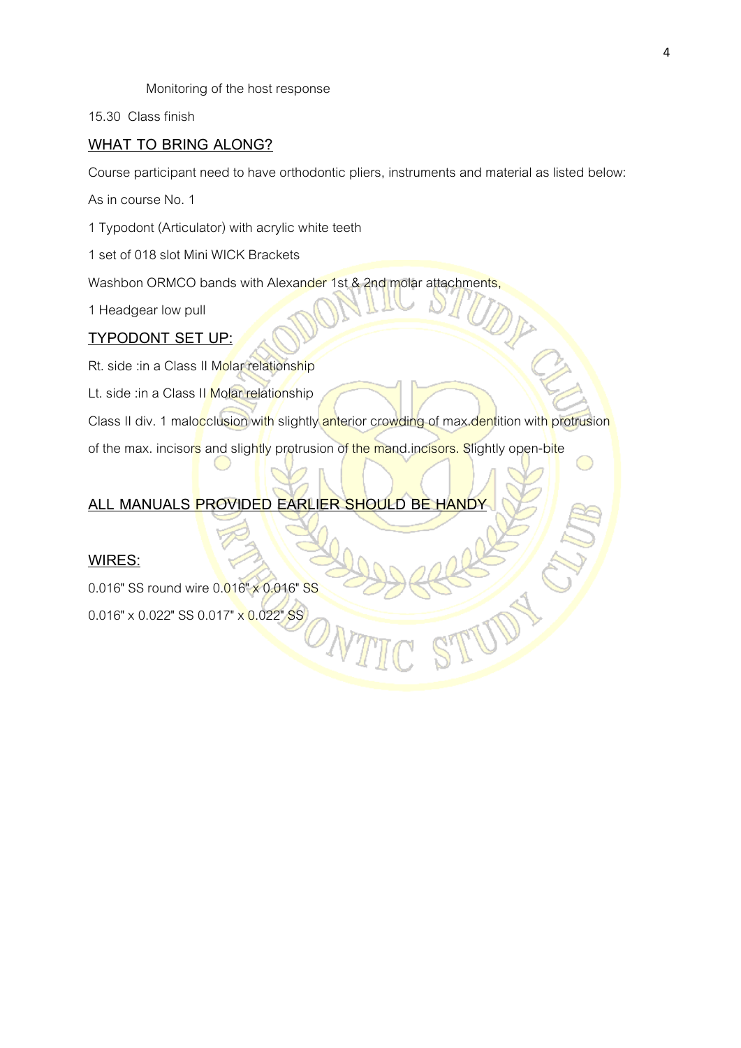Monitoring of the host response

15.30 Class finish

## WHAT TO BRING ALONG?

Course participant need to have orthodontic pliers, instruments and material as listed below:

As in course No. 1

1 Typodont (Articulator) with acrylic white teeth

1 set of 018 slot Mini WICK Brackets

Washbon ORMCO bands with Alexander 1st & 2nd molar attachments,

1 Headgear low pull

## TYPODONT SET UP:

Rt. side :in a Class II Molar relationship

Lt. side :in a Class II Molar relationship

Class II div. 1 malocclusion with slightly anterior crowding of max.dentition with protrusion of the max. incisors and slightly protrusion of the mand.incisors. Slightly open-bite

## ALL MANUALS PROVIDED EARLIER SHOULD BE HANDY

## WIRES:

0.016" SS round wire 0.016" x 0.016" SS

0.016" x 0.022" SS 0.017" x 0.022" SS